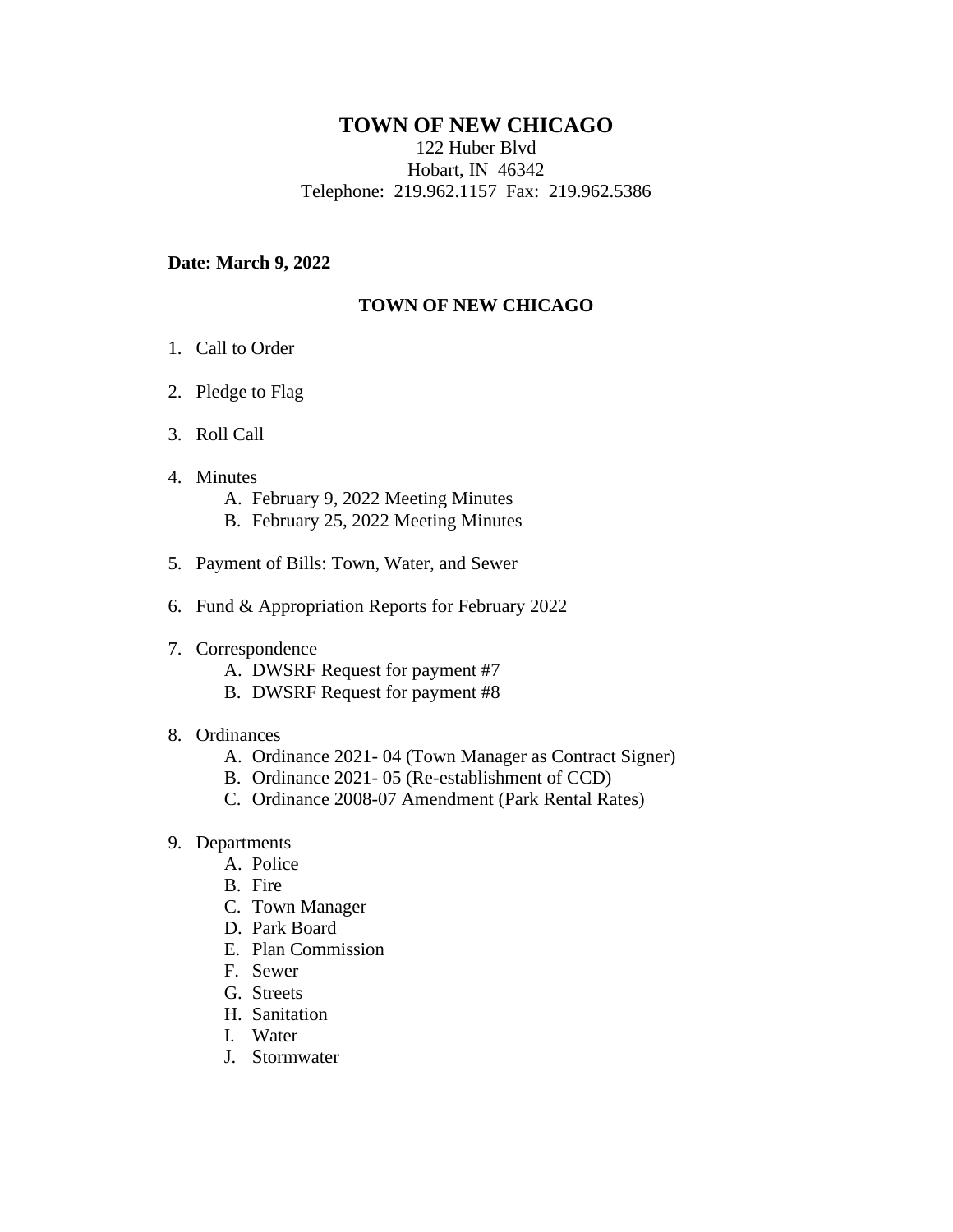# TOWN OF NEW CHICAGO

122 Huber Blvd
Hobart, IN 46342
Telephone: 219.962.1157 Fax: 219.962.5386

**Date: March 9, 2022**

## TOWN OF NEW CHICAGO

1. Call to Order

2. Pledge to Flag

3. Roll Call

4. Minutes
   - A. February 9, 2022 Meeting Minutes
   - B. February 25, 2022 Meeting Minutes

5. Payment of Bills: Town, Water, and Sewer

6. Fund & Appropriation Reports for February 2022

7. Correspondence
   - A. DWSRF Request for payment #7
   - B. DWSRF Request for payment #8

8. Ordinances
   - A. Ordinance 2021- 04 (Town Manager as Contract Signer)
   - B. Ordinance 2021- 05 (Re-establishment of CCD)
   - C. Ordinance 2008-07 Amendment (Park Rental Rates)

9. Departments
   - A. Police
   - B. Fire
   - C. Town Manager
   - D. Park Board
   - E. Plan Commission
   - F. Sewer
   - G. Streets
   - H. Sanitation
   - I. Water
   - J. Stormwater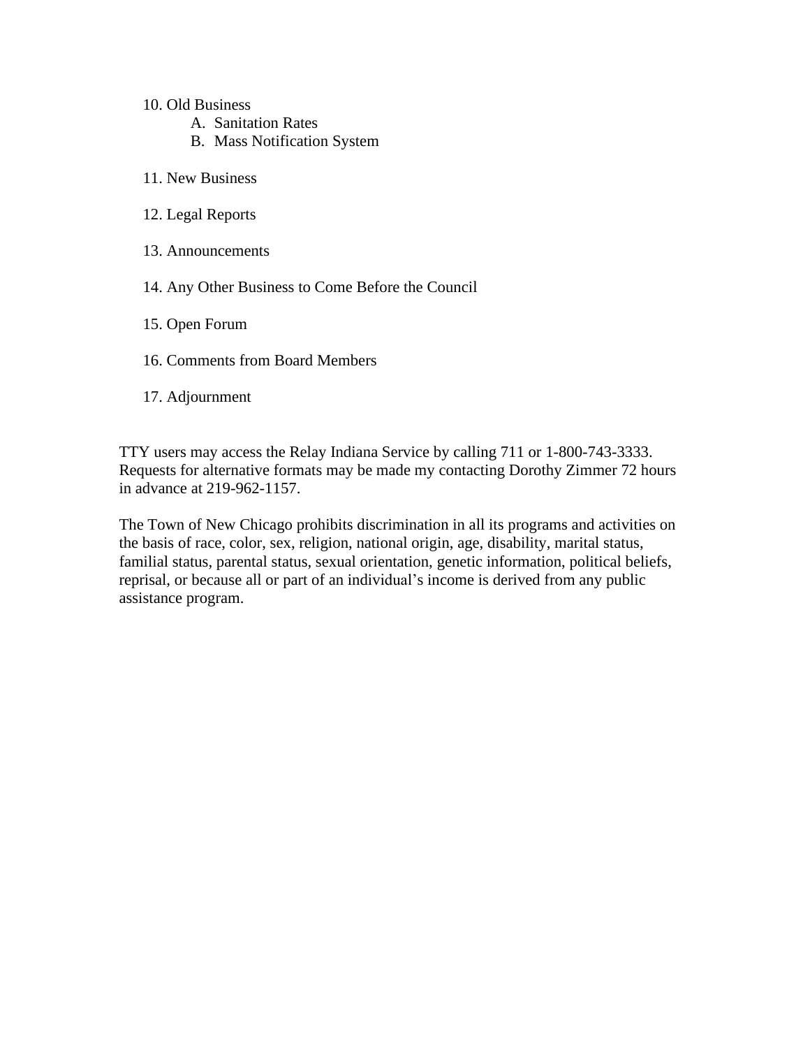10. Old Business
    A. Sanitation Rates
    B. Mass Notification System

11. New Business

12. Legal Reports

13. Announcements

14. Any Other Business to Come Before the Council

15. Open Forum

16. Comments from Board Members

17. Adjournment

TTY users may access the Relay Indiana Service by calling 711 or 1-800-743-3333. Requests for alternative formats may be made my contacting Dorothy Zimmer 72 hours in advance at 219-962-1157.

The Town of New Chicago prohibits discrimination in all its programs and activities on the basis of race, color, sex, religion, national origin, age, disability, marital status, familial status, parental status, sexual orientation, genetic information, political beliefs, reprisal, or because all or part of an individual's income is derived from any public assistance program.